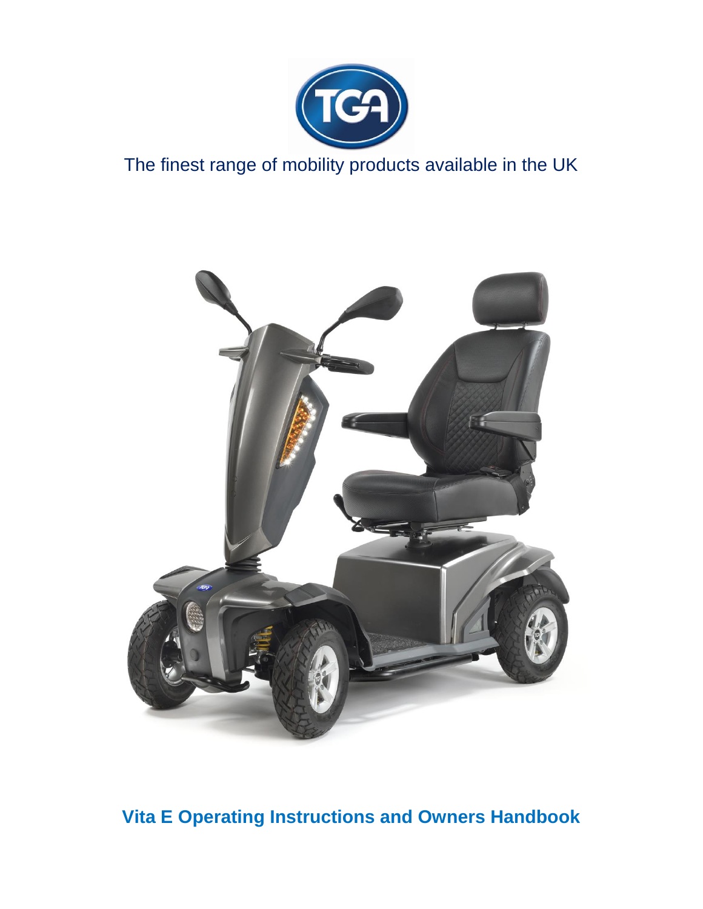The finest range of mobility products available in the UK

# Vita E Operating Instructions and Owners Handbook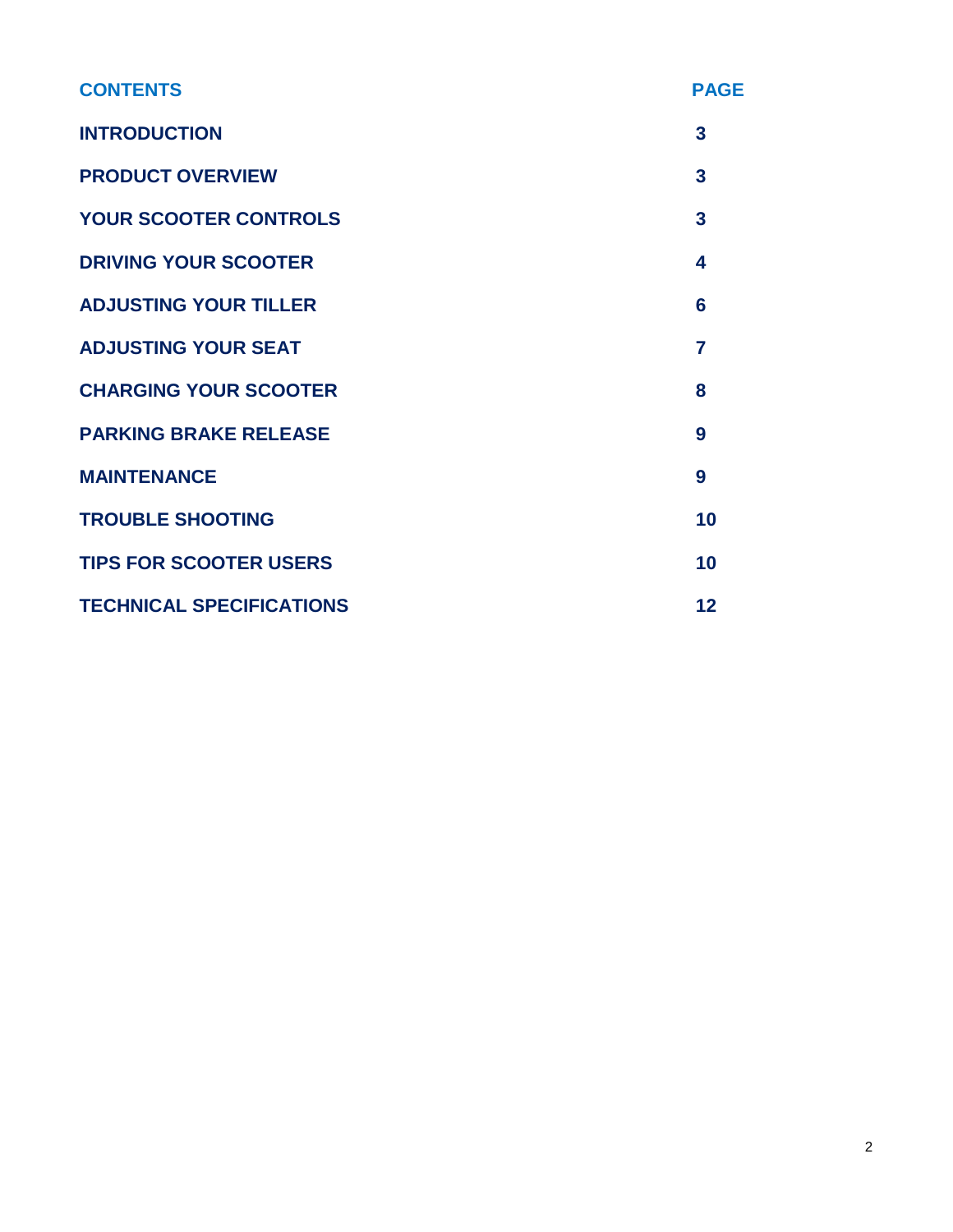| CONTENTS | PAGE |
| --- | --- |
| INTRODUCTION | 3 |
| PRODUCT OVERVIEW | 3 |
| YOUR SCOOTER CONTROLS | 3 |
| DRIVING YOUR SCOOTER | 4 |
| ADJUSTING YOUR TILLER | 6 |
| ADJUSTING YOUR SEAT | 7 |
| CHARGING YOUR SCOOTER | 8 |
| PARKING BRAKE RELEASE | 9 |
| MAINTENANCE | 9 |
| TROUBLE SHOOTING | 10 |
| TIPS FOR SCOOTER USERS | 10 |
| TECHNICAL SPECIFICATIONS | 12 |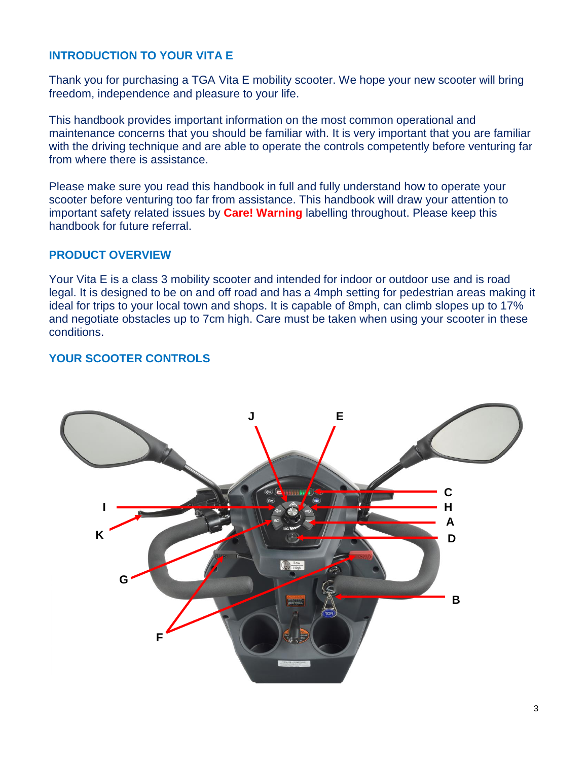## INTRODUCTION TO YOUR VITA E

Thank you for purchasing a TGA Vita E mobility scooter. We hope your new scooter will bring freedom, independence and pleasure to your life.

This handbook provides important information on the most common operational and maintenance concerns that you should be familiar with. It is very important that you are familiar with the driving technique and are able to operate the controls competently before venturing far from where there is assistance.

Please make sure you read this handbook in full and fully understand how to operate your scooter before venturing too far from assistance. This handbook will draw your attention to important safety related issues by **Care! Warning** labelling throughout. Please keep this handbook for future referral.

## PRODUCT OVERVIEW

Your Vita E is a class 3 mobility scooter and intended for indoor or outdoor use and is road legal. It is designed to be on and off road and has a 4mph setting for pedestrian areas making it ideal for trips to your local town and shops. It is capable of 8mph, can climb slopes up to 17% and negotiate obstacles up to 7cm high. Care must be taken when using your scooter in these conditions.

## YOUR SCOOTER CONTROLS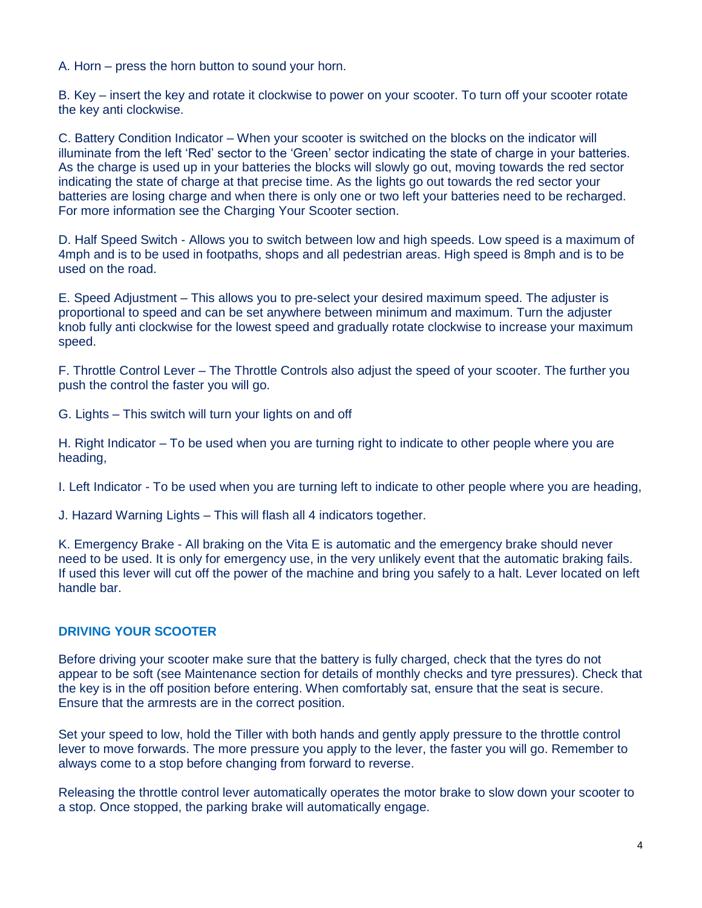A. Horn – press the horn button to sound your horn.

B. Key – insert the key and rotate it clockwise to power on your scooter. To turn off your scooter rotate the key anti clockwise.

C. Battery Condition Indicator – When your scooter is switched on the blocks on the indicator will illuminate from the left 'Red' sector to the 'Green' sector indicating the state of charge in your batteries. As the charge is used up in your batteries the blocks will slowly go out, moving towards the red sector indicating the state of charge at that precise time. As the lights go out towards the red sector your batteries are losing charge and when there is only one or two left your batteries need to be recharged. For more information see the Charging Your Scooter section.

D. Half Speed Switch - Allows you to switch between low and high speeds. Low speed is a maximum of 4mph and is to be used in footpaths, shops and all pedestrian areas. High speed is 8mph and is to be used on the road.

E. Speed Adjustment – This allows you to pre-select your desired maximum speed. The adjuster is proportional to speed and can be set anywhere between minimum and maximum. Turn the adjuster knob fully anti clockwise for the lowest speed and gradually rotate clockwise to increase your maximum speed.

F. Throttle Control Lever – The Throttle Controls also adjust the speed of your scooter. The further you push the control the faster you will go.

G. Lights – This switch will turn your lights on and off

H. Right Indicator – To be used when you are turning right to indicate to other people where you are heading,

I. Left Indicator - To be used when you are turning left to indicate to other people where you are heading,

J. Hazard Warning Lights – This will flash all 4 indicators together.

K. Emergency Brake - All braking on the Vita E is automatic and the emergency brake should never need to be used. It is only for emergency use, in the very unlikely event that the automatic braking fails. If used this lever will cut off the power of the machine and bring you safely to a halt. Lever located on left handle bar.

## DRIVING YOUR SCOOTER

Before driving your scooter make sure that the battery is fully charged, check that the tyres do not appear to be soft (see Maintenance section for details of monthly checks and tyre pressures). Check that the key is in the off position before entering. When comfortably sat, ensure that the seat is secure. Ensure that the armrests are in the correct position.

Set your speed to low, hold the Tiller with both hands and gently apply pressure to the throttle control lever to move forwards. The more pressure you apply to the lever, the faster you will go. Remember to always come to a stop before changing from forward to reverse.

Releasing the throttle control lever automatically operates the motor brake to slow down your scooter to a stop. Once stopped, the parking brake will automatically engage.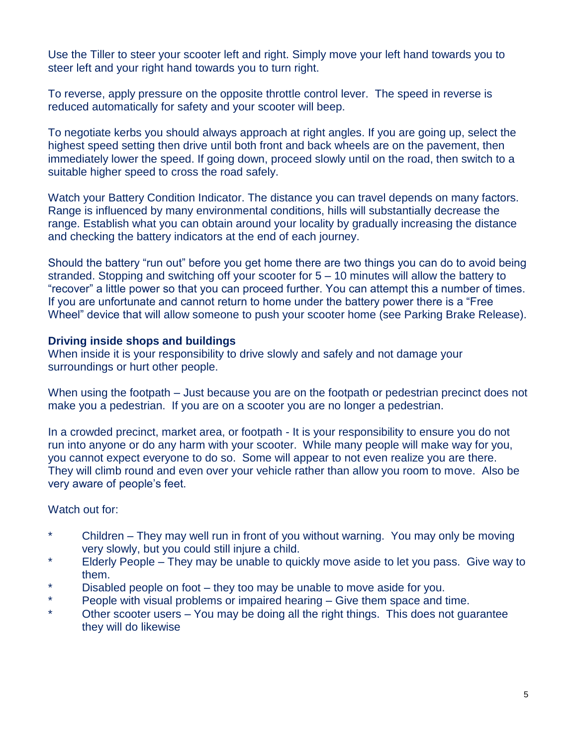Use the Tiller to steer your scooter left and right. Simply move your left hand towards you to steer left and your right hand towards you to turn right.

To reverse, apply pressure on the opposite throttle control lever. The speed in reverse is reduced automatically for safety and your scooter will beep.

To negotiate kerbs you should always approach at right angles. If you are going up, select the highest speed setting then drive until both front and back wheels are on the pavement, then immediately lower the speed. If going down, proceed slowly until on the road, then switch to a suitable higher speed to cross the road safely.

Watch your Battery Condition Indicator. The distance you can travel depends on many factors. Range is influenced by many environmental conditions, hills will substantially decrease the range. Establish what you can obtain around your locality by gradually increasing the distance and checking the battery indicators at the end of each journey.

Should the battery "run out" before you get home there are two things you can do to avoid being stranded. Stopping and switching off your scooter for 5 – 10 minutes will allow the battery to "recover" a little power so that you can proceed further. You can attempt this a number of times. If you are unfortunate and cannot return to home under the battery power there is a "Free Wheel" device that will allow someone to push your scooter home (see Parking Brake Release).

**Driving inside shops and buildings**
When inside it is your responsibility to drive slowly and safely and not damage your surroundings or hurt other people.

When using the footpath – Just because you are on the footpath or pedestrian precinct does not make you a pedestrian. If you are on a scooter you are no longer a pedestrian.

In a crowded precinct, market area, or footpath - It is your responsibility to ensure you do not run into anyone or do any harm with your scooter. While many people will make way for you, you cannot expect everyone to do so. Some will appear to not even realize you are there. They will climb round and even over your vehicle rather than allow you room to move. Also be very aware of people's feet.

Watch out for:

* Children – They may well run in front of you without warning. You may only be moving very slowly, but you could still injure a child.
* Elderly People – They may be unable to quickly move aside to let you pass. Give way to them.
* Disabled people on foot – they too may be unable to move aside for you.
* People with visual problems or impaired hearing – Give them space and time.
* Other scooter users – You may be doing all the right things. This does not guarantee they will do likewise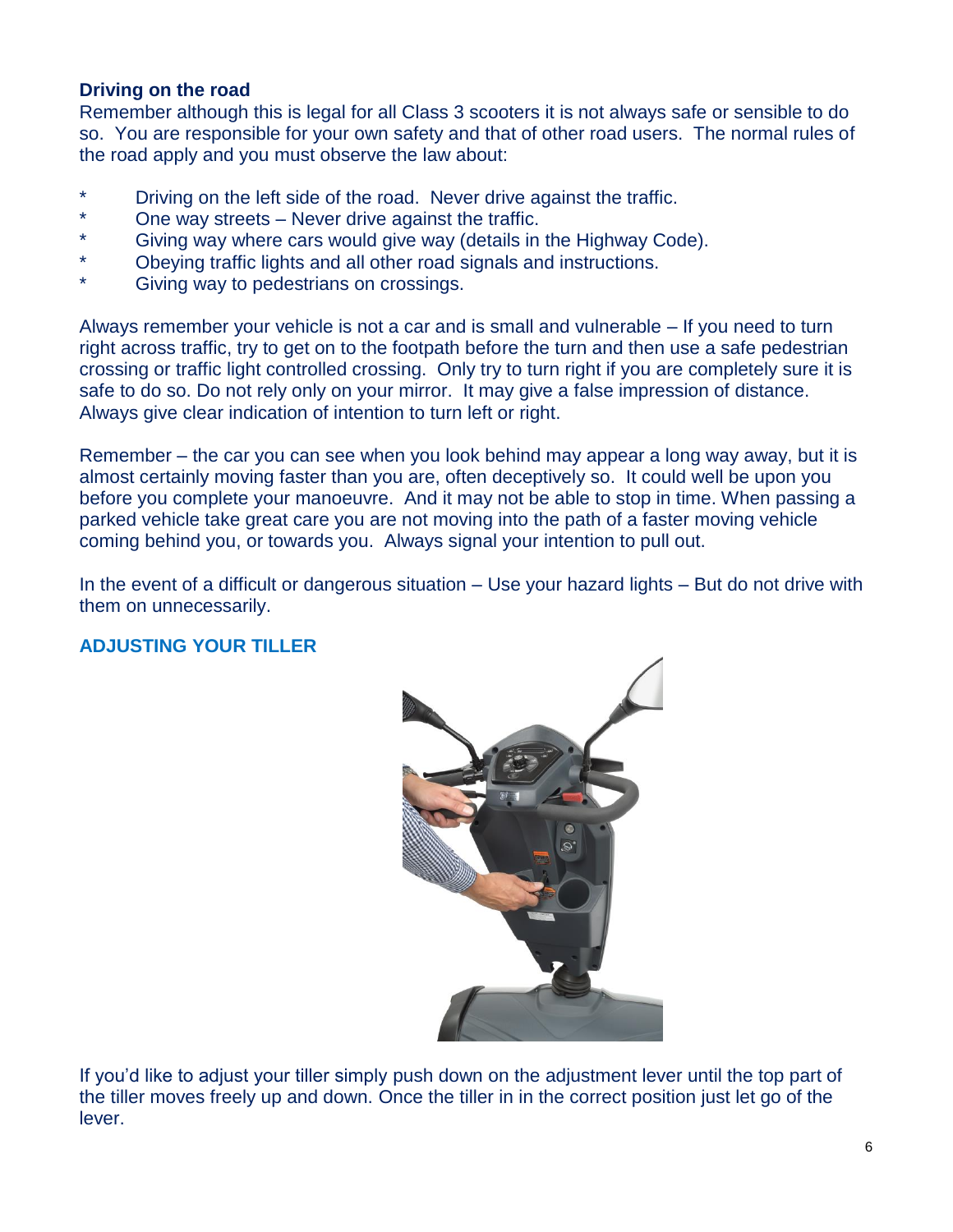### Driving on the road

Remember although this is legal for all Class 3 scooters it is not always safe or sensible to do so. You are responsible for your own safety and that of other road users. The normal rules of the road apply and you must observe the law about:

* Driving on the left side of the road. Never drive against the traffic.
* One way streets – Never drive against the traffic.
* Giving way where cars would give way (details in the Highway Code).
* Obeying traffic lights and all other road signals and instructions.
* Giving way to pedestrians on crossings.

Always remember your vehicle is not a car and is small and vulnerable – If you need to turn right across traffic, try to get on to the footpath before the turn and then use a safe pedestrian crossing or traffic light controlled crossing. Only try to turn right if you are completely sure it is safe to do so. Do not rely only on your mirror. It may give a false impression of distance. Always give clear indication of intention to turn left or right.

Remember – the car you can see when you look behind may appear a long way away, but it is almost certainly moving faster than you are, often deceptively so. It could well be upon you before you complete your manoeuvre. And it may not be able to stop in time. When passing a parked vehicle take great care you are not moving into the path of a faster moving vehicle coming behind you, or towards you. Always signal your intention to pull out.

In the event of a difficult or dangerous situation – Use your hazard lights – But do not drive with them on unnecessarily.

### ADJUSTING YOUR TILLER

If you'd like to adjust your tiller simply push down on the adjustment lever until the top part of the tiller moves freely up and down. Once the tiller in in the correct position just let go of the lever.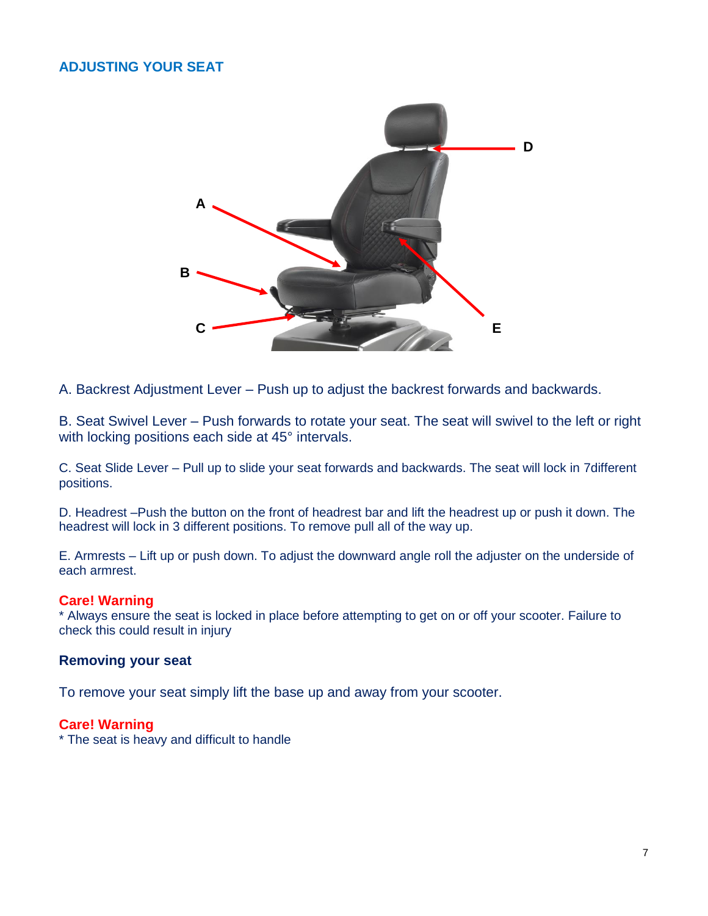## ADJUSTING YOUR SEAT

A. Backrest Adjustment Lever – Push up to adjust the backrest forwards and backwards.

B. Seat Swivel Lever – Push forwards to rotate your seat. The seat will swivel to the left or right with locking positions each side at 45° intervals.

C. Seat Slide Lever – Pull up to slide your seat forwards and backwards. The seat will lock in 7different positions.

D. Headrest –Push the button on the front of headrest bar and lift the headrest up or push it down. The headrest will lock in 3 different positions. To remove pull all of the way up.

E. Armrests – Lift up or push down. To adjust the downward angle roll the adjuster on the underside of each armrest.

**Care! Warning**
* Always ensure the seat is locked in place before attempting to get on or off your scooter. Failure to check this could result in injury

### Removing your seat

To remove your seat simply lift the base up and away from your scooter.

**Care! Warning**
* The seat is heavy and difficult to handle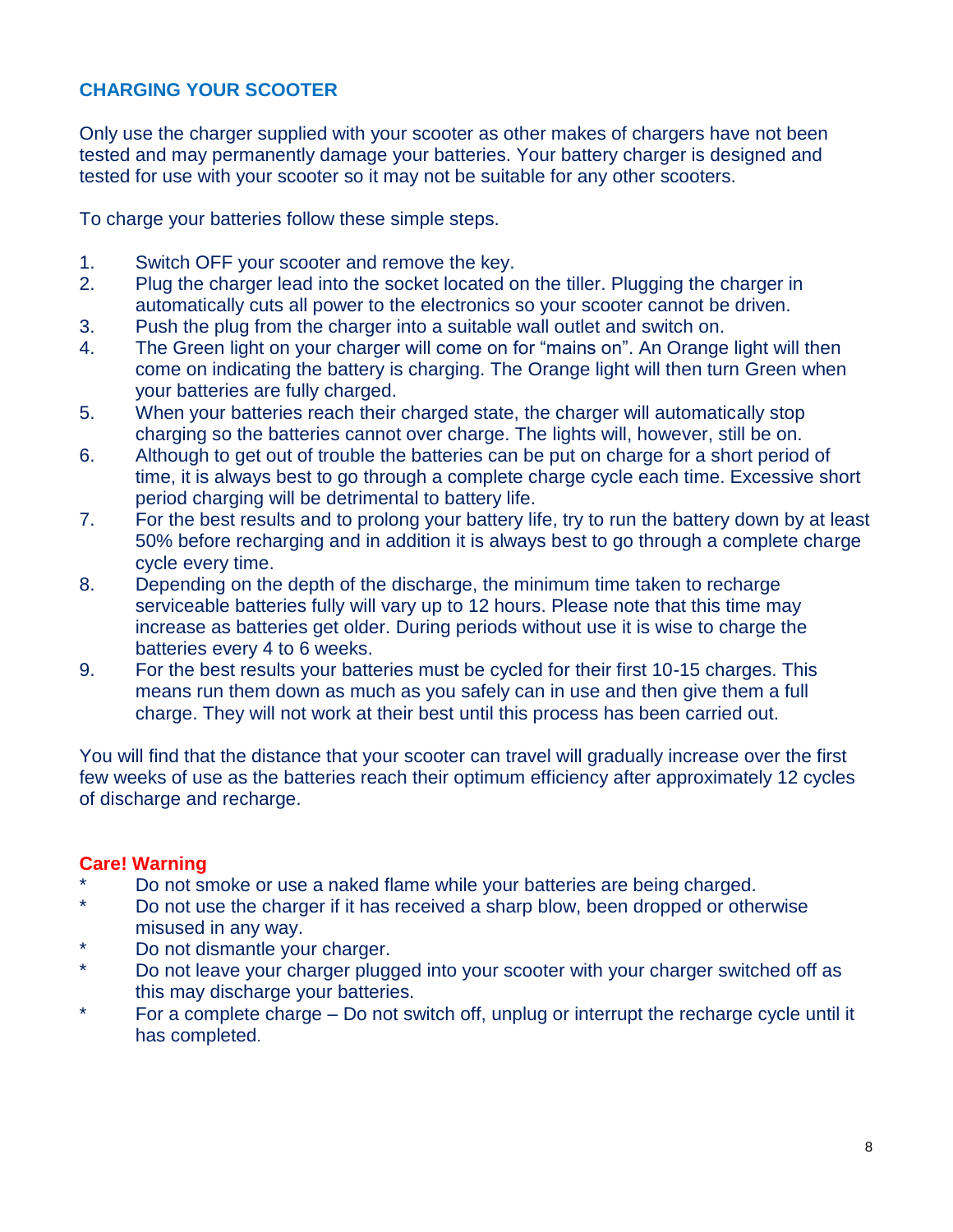## CHARGING YOUR SCOOTER

Only use the charger supplied with your scooter as other makes of chargers have not been tested and may permanently damage your batteries. Your battery charger is designed and tested for use with your scooter so it may not be suitable for any other scooters.

To charge your batteries follow these simple steps.

1. Switch OFF your scooter and remove the key.
2. Plug the charger lead into the socket located on the tiller. Plugging the charger in automatically cuts all power to the electronics so your scooter cannot be driven.
3. Push the plug from the charger into a suitable wall outlet and switch on.
4. The Green light on your charger will come on for “mains on”. An Orange light will then come on indicating the battery is charging. The Orange light will then turn Green when your batteries are fully charged.
5. When your batteries reach their charged state, the charger will automatically stop charging so the batteries cannot over charge. The lights will, however, still be on.
6. Although to get out of trouble the batteries can be put on charge for a short period of time, it is always best to go through a complete charge cycle each time. Excessive short period charging will be detrimental to battery life.
7. For the best results and to prolong your battery life, try to run the battery down by at least 50% before recharging and in addition it is always best to go through a complete charge cycle every time.
8. Depending on the depth of the discharge, the minimum time taken to recharge serviceable batteries fully will vary up to 12 hours. Please note that this time may increase as batteries get older. During periods without use it is wise to charge the batteries every 4 to 6 weeks.
9. For the best results your batteries must be cycled for their first 10-15 charges. This means run them down as much as you safely can in use and then give them a full charge. They will not work at their best until this process has been carried out.

You will find that the distance that your scooter can travel will gradually increase over the first few weeks of use as the batteries reach their optimum efficiency after approximately 12 cycles of discharge and recharge.

### Care! Warning

* Do not smoke or use a naked flame while your batteries are being charged.
* Do not use the charger if it has received a sharp blow, been dropped or otherwise misused in any way.
* Do not dismantle your charger.
* Do not leave your charger plugged into your scooter with your charger switched off as this may discharge your batteries.
* For a complete charge – Do not switch off, unplug or interrupt the recharge cycle until it has completed.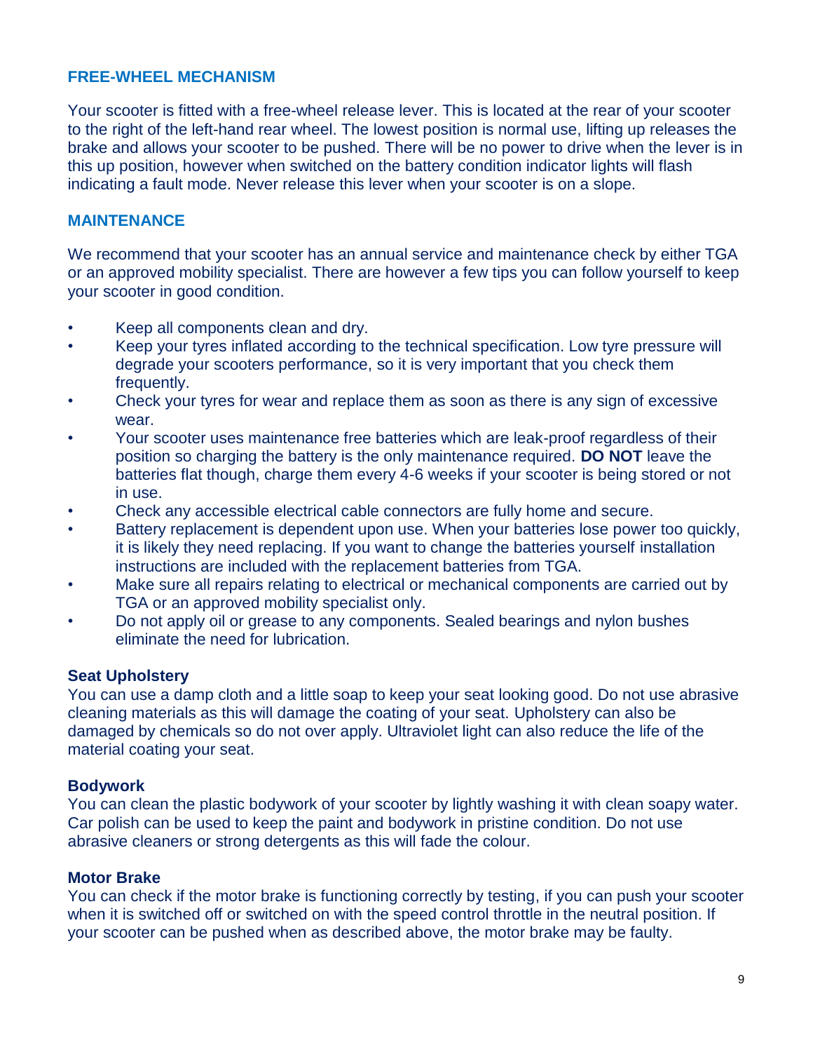## FREE-WHEEL MECHANISM

Your scooter is fitted with a free-wheel release lever. This is located at the rear of your scooter to the right of the left-hand rear wheel. The lowest position is normal use, lifting up releases the brake and allows your scooter to be pushed. There will be no power to drive when the lever is in this up position, however when switched on the battery condition indicator lights will flash indicating a fault mode. Never release this lever when your scooter is on a slope.

## MAINTENANCE

We recommend that your scooter has an annual service and maintenance check by either TGA or an approved mobility specialist. There are however a few tips you can follow yourself to keep your scooter in good condition.

- Keep all components clean and dry.
- Keep your tyres inflated according to the technical specification. Low tyre pressure will degrade your scooters performance, so it is very important that you check them frequently.
- Check your tyres for wear and replace them as soon as there is any sign of excessive wear.
- Your scooter uses maintenance free batteries which are leak-proof regardless of their position so charging the battery is the only maintenance required. **DO NOT** leave the batteries flat though, charge them every 4-6 weeks if your scooter is being stored or not in use.
- Check any accessible electrical cable connectors are fully home and secure.
- Battery replacement is dependent upon use. When your batteries lose power too quickly, it is likely they need replacing. If you want to change the batteries yourself installation instructions are included with the replacement batteries from TGA.
- Make sure all repairs relating to electrical or mechanical components are carried out by TGA or an approved mobility specialist only.
- Do not apply oil or grease to any components. Sealed bearings and nylon bushes eliminate the need for lubrication.

### Seat Upholstery

You can use a damp cloth and a little soap to keep your seat looking good. Do not use abrasive cleaning materials as this will damage the coating of your seat. Upholstery can also be damaged by chemicals so do not over apply. Ultraviolet light can also reduce the life of the material coating your seat.

### Bodywork

You can clean the plastic bodywork of your scooter by lightly washing it with clean soapy water. Car polish can be used to keep the paint and bodywork in pristine condition. Do not use abrasive cleaners or strong detergents as this will fade the colour.

### Motor Brake

You can check if the motor brake is functioning correctly by testing, if you can push your scooter when it is switched off or switched on with the speed control throttle in the neutral position. If your scooter can be pushed when as described above, the motor brake may be faulty.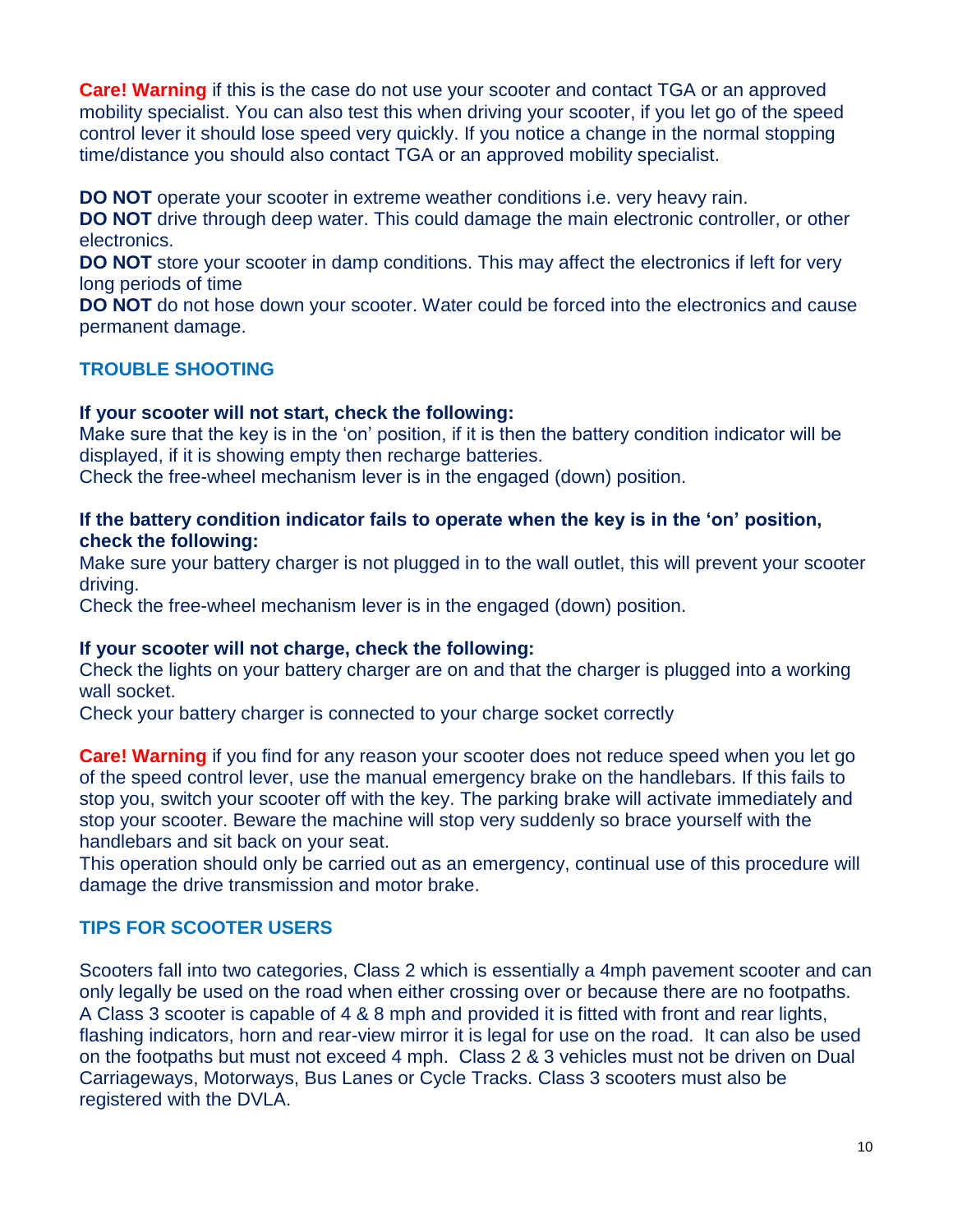**Care! Warning** if this is the case do not use your scooter and contact TGA or an approved mobility specialist. You can also test this when driving your scooter, if you let go of the speed control lever it should lose speed very quickly. If you notice a change in the normal stopping time/distance you should also contact TGA or an approved mobility specialist.

**DO NOT** operate your scooter in extreme weather conditions i.e. very heavy rain.
**DO NOT** drive through deep water. This could damage the main electronic controller, or other electronics.
**DO NOT** store your scooter in damp conditions. This may affect the electronics if left for very long periods of time
**DO NOT** do not hose down your scooter. Water could be forced into the electronics and cause permanent damage.

## TROUBLE SHOOTING

**If your scooter will not start, check the following:**
Make sure that the key is in the 'on' position, if it is then the battery condition indicator will be displayed, if it is showing empty then recharge batteries.
Check the free-wheel mechanism lever is in the engaged (down) position.

**If the battery condition indicator fails to operate when the key is in the 'on' position, check the following:**
Make sure your battery charger is not plugged in to the wall outlet, this will prevent your scooter driving.
Check the free-wheel mechanism lever is in the engaged (down) position.

**If your scooter will not charge, check the following:**
Check the lights on your battery charger are on and that the charger is plugged into a working wall socket.
Check your battery charger is connected to your charge socket correctly

**Care! Warning** if you find for any reason your scooter does not reduce speed when you let go of the speed control lever, use the manual emergency brake on the handlebars. If this fails to stop you, switch your scooter off with the key. The parking brake will activate immediately and stop your scooter. Beware the machine will stop very suddenly so brace yourself with the handlebars and sit back on your seat.
This operation should only be carried out as an emergency, continual use of this procedure will damage the drive transmission and motor brake.

## TIPS FOR SCOOTER USERS

Scooters fall into two categories, Class 2 which is essentially a 4mph pavement scooter and can only legally be used on the road when either crossing over or because there are no footpaths. A Class 3 scooter is capable of 4 & 8 mph and provided it is fitted with front and rear lights, flashing indicators, horn and rear-view mirror it is legal for use on the road. It can also be used on the footpaths but must not exceed 4 mph. Class 2 & 3 vehicles must not be driven on Dual Carriageways, Motorways, Bus Lanes or Cycle Tracks. Class 3 scooters must also be registered with the DVLA.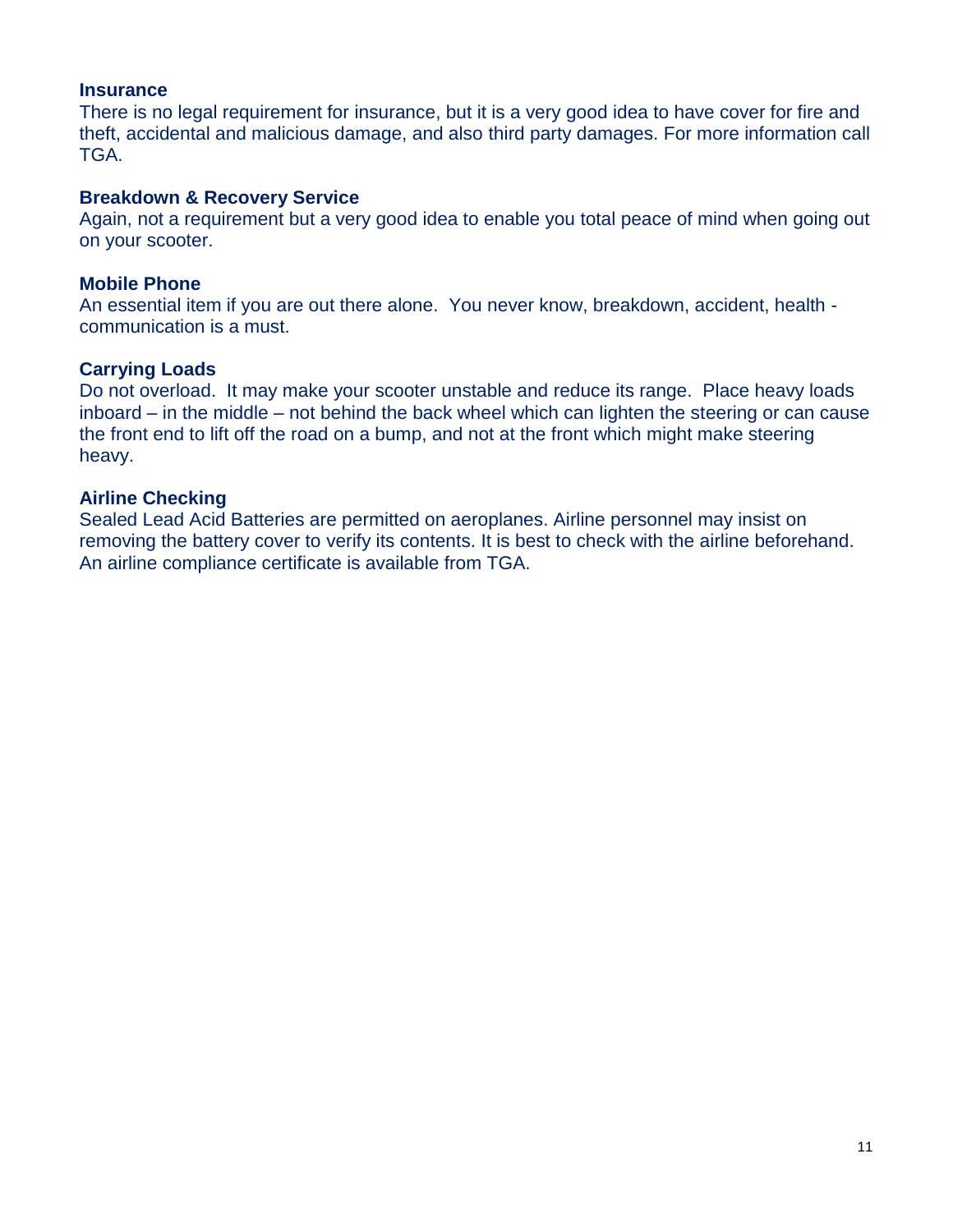### Insurance

There is no legal requirement for insurance, but it is a very good idea to have cover for fire and theft, accidental and malicious damage, and also third party damages. For more information call TGA.

### Breakdown & Recovery Service

Again, not a requirement but a very good idea to enable you total peace of mind when going out on your scooter.

### Mobile Phone

An essential item if you are out there alone. You never know, breakdown, accident, health - communication is a must.

### Carrying Loads

Do not overload. It may make your scooter unstable and reduce its range. Place heavy loads inboard – in the middle – not behind the back wheel which can lighten the steering or can cause the front end to lift off the road on a bump, and not at the front which might make steering heavy.

### Airline Checking

Sealed Lead Acid Batteries are permitted on aeroplanes. Airline personnel may insist on removing the battery cover to verify its contents. It is best to check with the airline beforehand. An airline compliance certificate is available from TGA.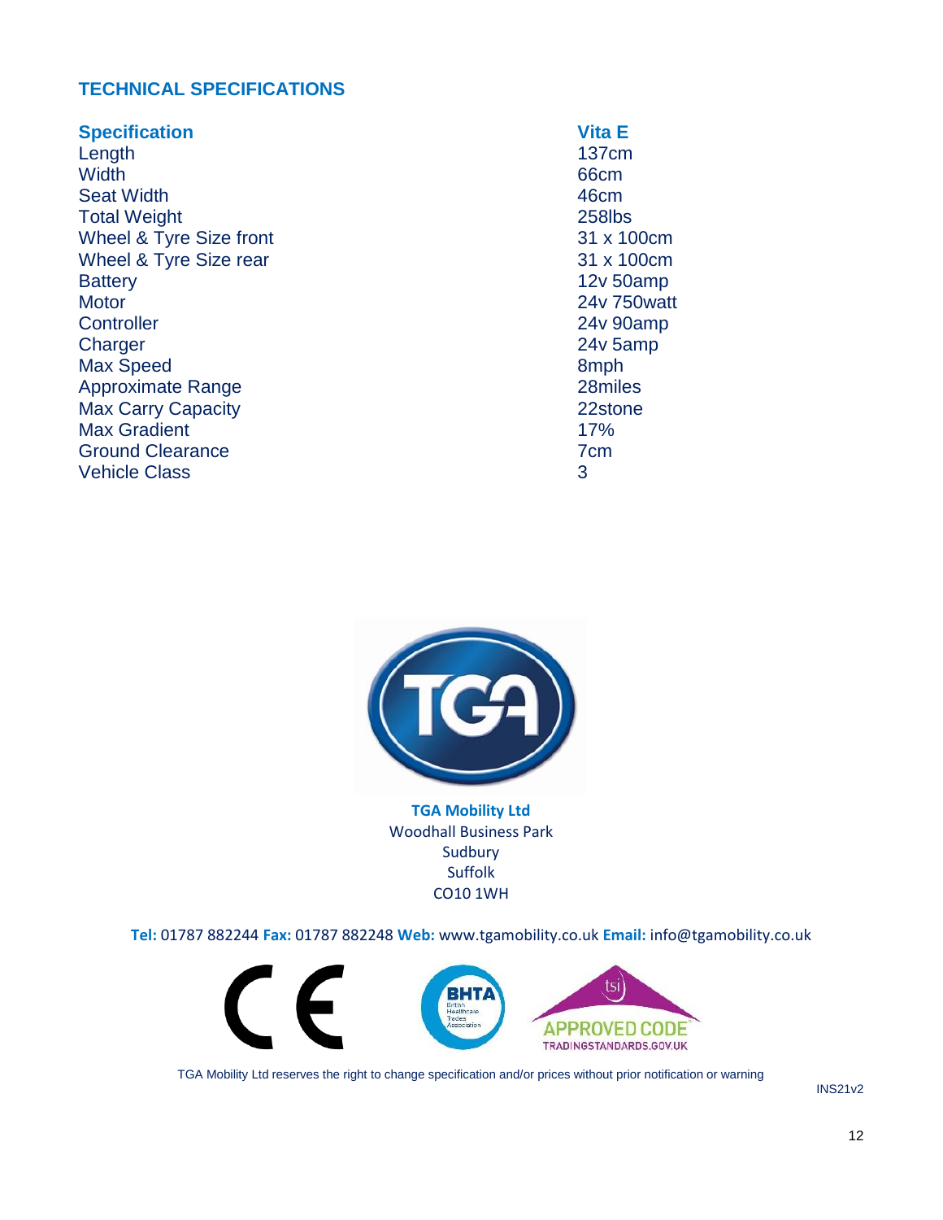## TECHNICAL SPECIFICATIONS

| Specification | Vita E |
|---|---|
| Length | 137cm |
| Width | 66cm |
| Seat Width | 46cm |
| Total Weight | 258lbs |
| Wheel & Tyre Size front | 31 x 100cm |
| Wheel & Tyre Size rear | 31 x 100cm |
| Battery | 12v 50amp |
| Motor | 24v 750watt |
| Controller | 24v 90amp |
| Charger | 24v 5amp |
| Max Speed | 8mph |
| Approximate Range | 28miles |
| Max Carry Capacity | 22stone |
| Max Gradient | 17% |
| Ground Clearance | 7cm |
| Vehicle Class | 3 |

**TGA Mobility Ltd**
Woodhall Business Park
Sudbury
Suffolk
CO10 1WH

**Tel:** 01787 882244 **Fax:** 01787 882248 **Web:** www.tgamobility.co.uk **Email:** info@tgamobility.co.uk

TGA Mobility Ltd reserves the right to change specification and/or prices without prior notification or warning

INS21v2